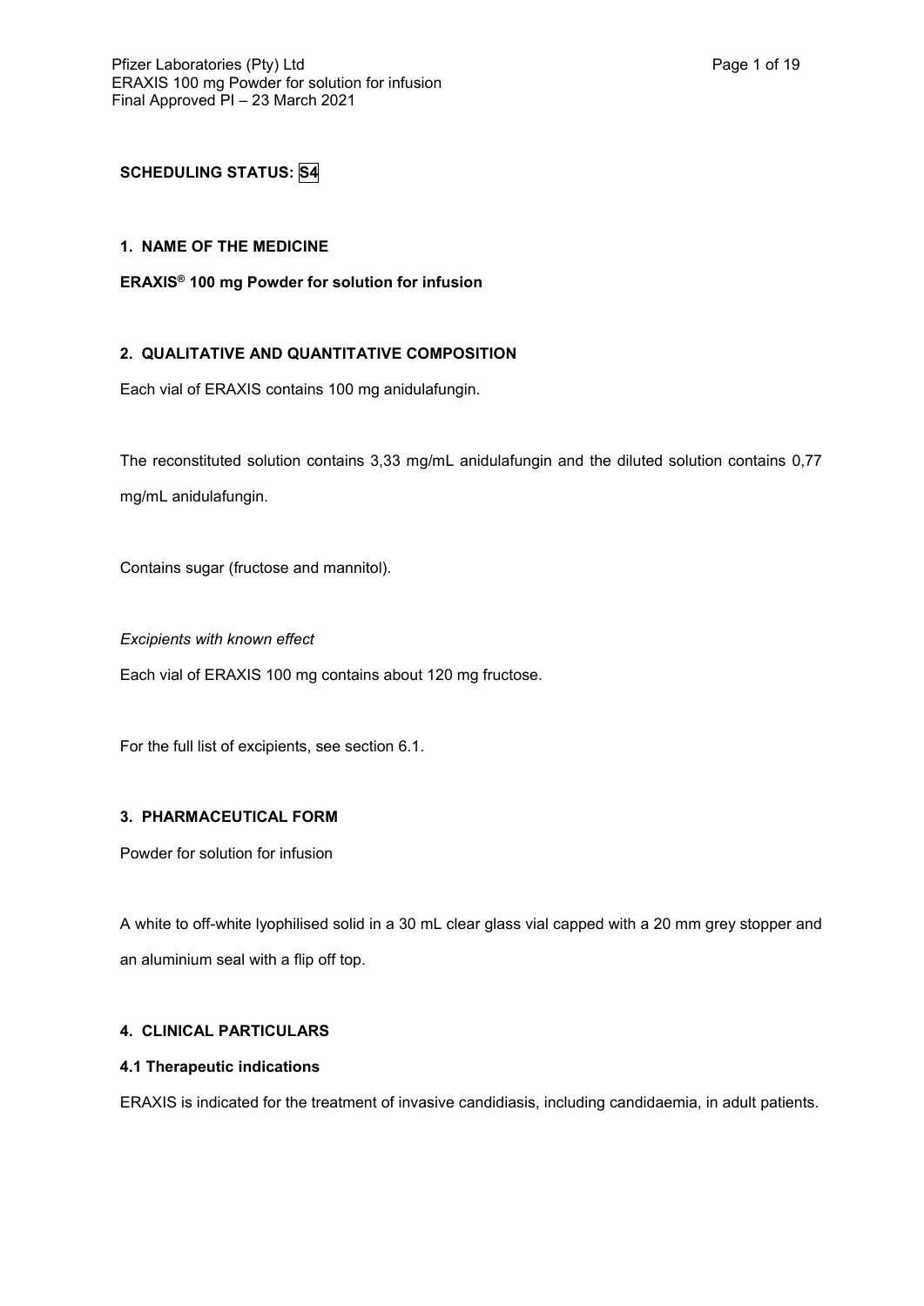**SCHEDULING STATUS: S4**

## 1. NAME OF THE MEDICINE

**ERAXIS® 100 mg Powder for solution for infusion**

## 2. QUALITATIVE AND QUANTITATIVE COMPOSITION

Each vial of ERAXIS contains 100 mg anidulafungin.

The reconstituted solution contains 3,33 mg/mL anidulafungin and the diluted solution contains 0,77 mg/mL anidulafungin.

Contains sugar (fructose and mannitol).

*Excipients with known effect*

Each vial of ERAXIS 100 mg contains about 120 mg fructose.

For the full list of excipients, see section 6.1.

## 3. PHARMACEUTICAL FORM

Powder for solution for infusion

A white to off-white lyophilised solid in a 30 mL clear glass vial capped with a 20 mm grey stopper and an aluminium seal with a flip off top.

## 4. CLINICAL PARTICULARS

### 4.1 Therapeutic indications

ERAXIS is indicated for the treatment of invasive candidiasis, including candidaemia, in adult patients.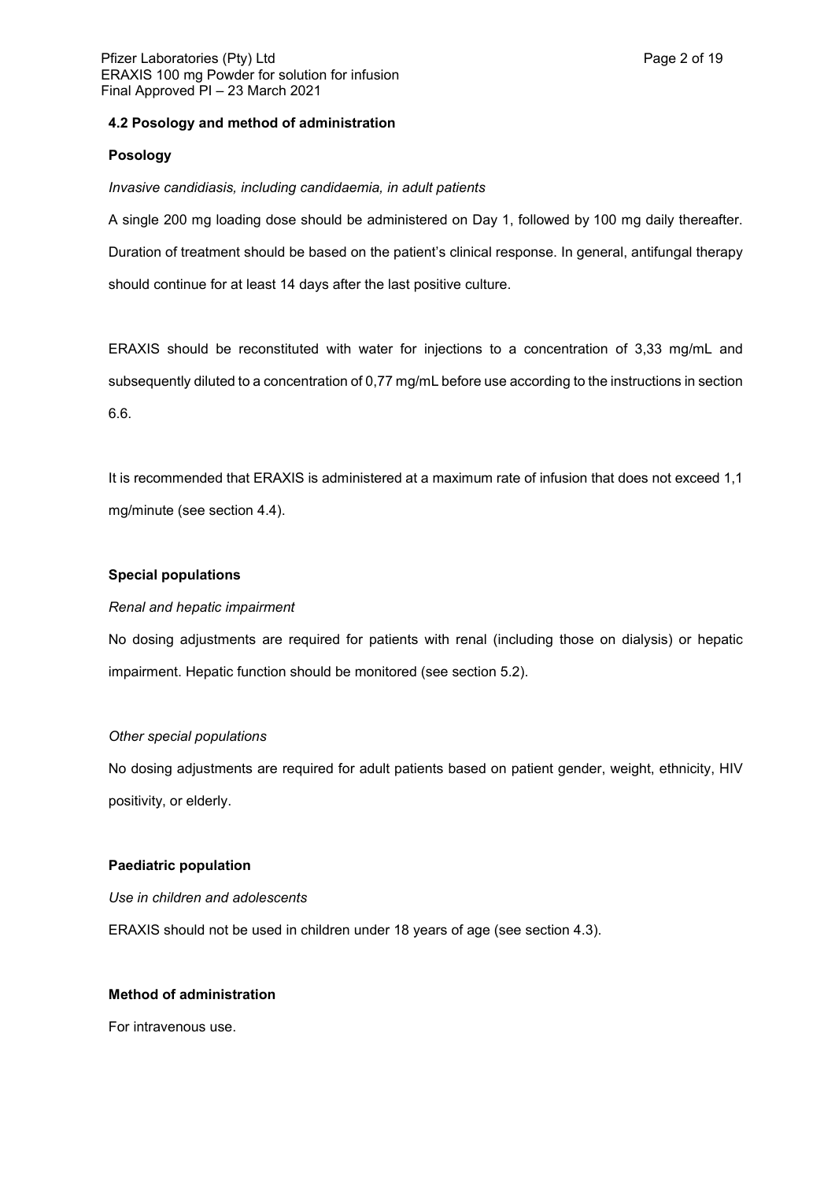### 4.2 Posology and method of administration

**Posology**

*Invasive candidiasis, including candidaemia, in adult patients*

A single 200 mg loading dose should be administered on Day 1, followed by 100 mg daily thereafter. Duration of treatment should be based on the patient's clinical response. In general, antifungal therapy should continue for at least 14 days after the last positive culture.

ERAXIS should be reconstituted with water for injections to a concentration of 3,33 mg/mL and subsequently diluted to a concentration of 0,77 mg/mL before use according to the instructions in section 6.6.

It is recommended that ERAXIS is administered at a maximum rate of infusion that does not exceed 1,1 mg/minute (see section 4.4).

**Special populations**

*Renal and hepatic impairment*

No dosing adjustments are required for patients with renal (including those on dialysis) or hepatic impairment. Hepatic function should be monitored (see section 5.2).

*Other special populations*

No dosing adjustments are required for adult patients based on patient gender, weight, ethnicity, HIV positivity, or elderly.

**Paediatric population**

*Use in children and adolescents*

ERAXIS should not be used in children under 18 years of age (see section 4.3).

**Method of administration**

For intravenous use.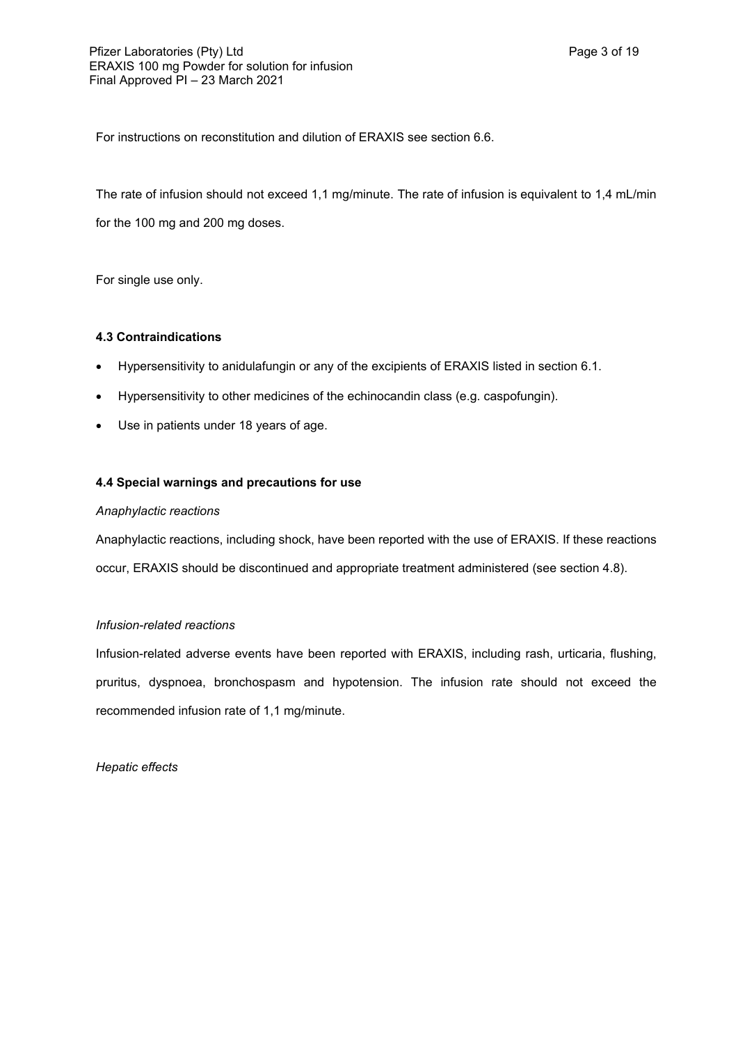For instructions on reconstitution and dilution of ERAXIS see section 6.6.

The rate of infusion should not exceed 1,1 mg/minute. The rate of infusion is equivalent to 1,4 mL/min for the 100 mg and 200 mg doses.

For single use only.

### 4.3 Contraindications

- Hypersensitivity to anidulafungin or any of the excipients of ERAXIS listed in section 6.1.
- Hypersensitivity to other medicines of the echinocandin class (e.g. caspofungin).
- Use in patients under 18 years of age.

### 4.4 Special warnings and precautions for use

*Anaphylactic reactions*

Anaphylactic reactions, including shock, have been reported with the use of ERAXIS. If these reactions occur, ERAXIS should be discontinued and appropriate treatment administered (see section 4.8).

*Infusion-related reactions*

Infusion-related adverse events have been reported with ERAXIS, including rash, urticaria, flushing, pruritus, dyspnoea, bronchospasm and hypotension. The infusion rate should not exceed the recommended infusion rate of 1,1 mg/minute.

*Hepatic effects*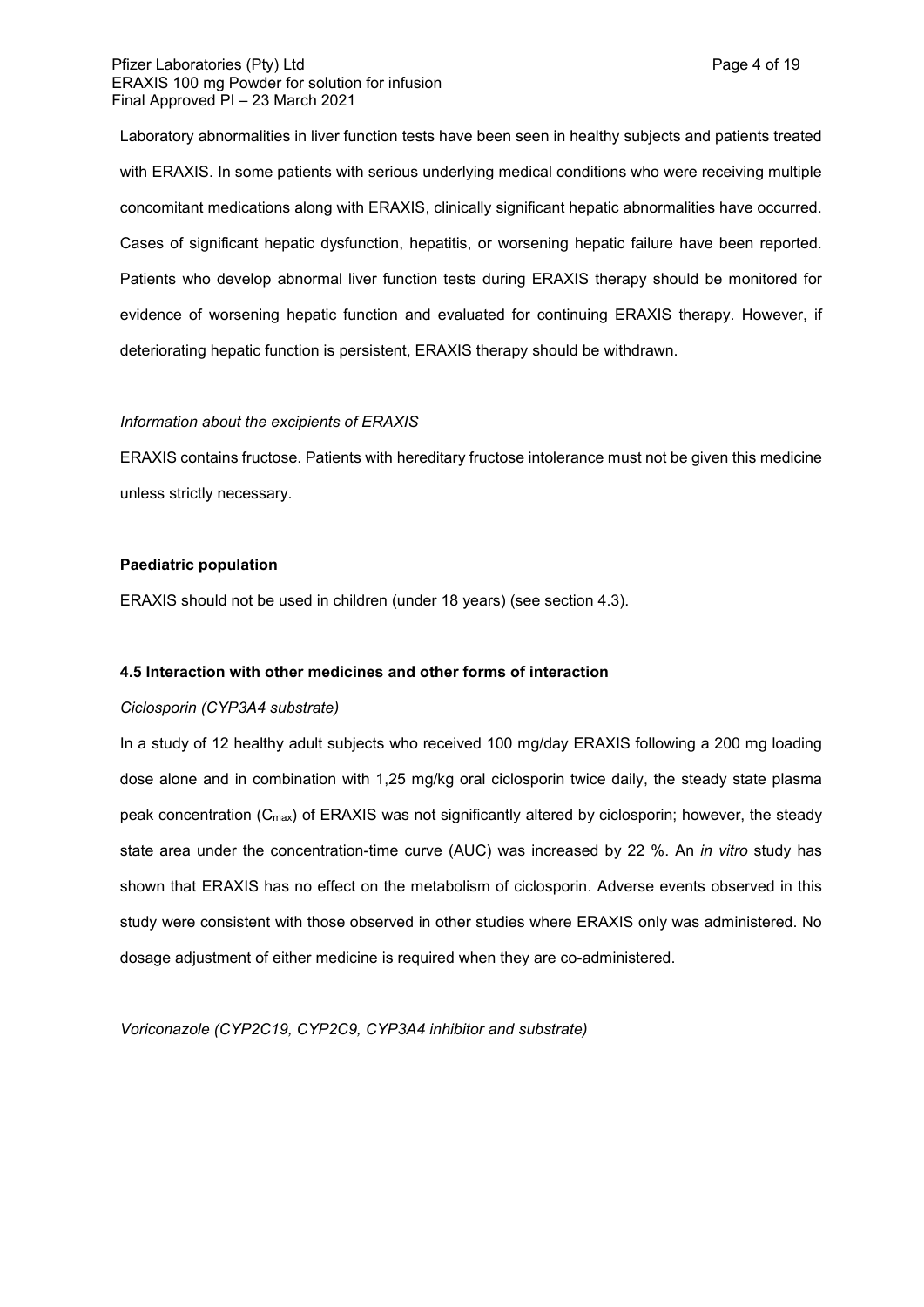Laboratory abnormalities in liver function tests have been seen in healthy subjects and patients treated with ERAXIS. In some patients with serious underlying medical conditions who were receiving multiple concomitant medications along with ERAXIS, clinically significant hepatic abnormalities have occurred. Cases of significant hepatic dysfunction, hepatitis, or worsening hepatic failure have been reported. Patients who develop abnormal liver function tests during ERAXIS therapy should be monitored for evidence of worsening hepatic function and evaluated for continuing ERAXIS therapy. However, if deteriorating hepatic function is persistent, ERAXIS therapy should be withdrawn.

*Information about the excipients of ERAXIS*

ERAXIS contains fructose. Patients with hereditary fructose intolerance must not be given this medicine unless strictly necessary.

**Paediatric population**

ERAXIS should not be used in children (under 18 years) (see section 4.3).

**4.5 Interaction with other medicines and other forms of interaction**

*Ciclosporin (CYP3A4 substrate)*

In a study of 12 healthy adult subjects who received 100 mg/day ERAXIS following a 200 mg loading dose alone and in combination with 1,25 mg/kg oral ciclosporin twice daily, the steady state plasma peak concentration ($C_{max}$) of ERAXIS was not significantly altered by ciclosporin; however, the steady state area under the concentration-time curve (AUC) was increased by 22 %. An *in vitro* study has shown that ERAXIS has no effect on the metabolism of ciclosporin. Adverse events observed in this study were consistent with those observed in other studies where ERAXIS only was administered. No dosage adjustment of either medicine is required when they are co-administered.

*Voriconazole (CYP2C19, CYP2C9, CYP3A4 inhibitor and substrate)*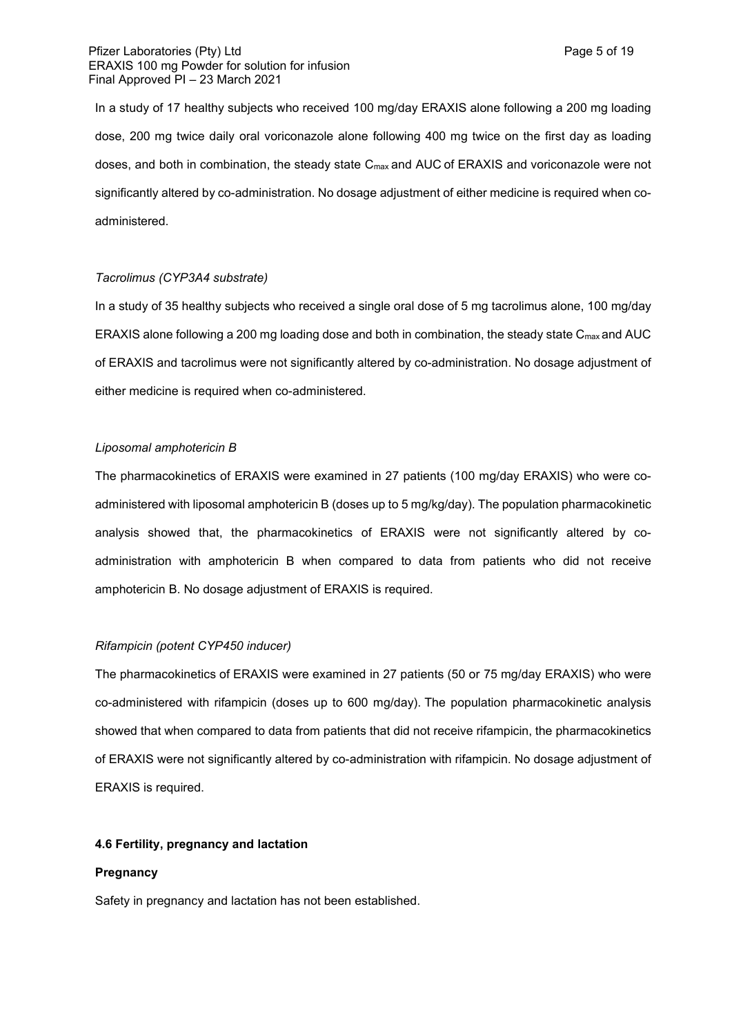In a study of 17 healthy subjects who received 100 mg/day ERAXIS alone following a 200 mg loading dose, 200 mg twice daily oral voriconazole alone following 400 mg twice on the first day as loading doses, and both in combination, the steady state $C_{max}$ and AUC of ERAXIS and voriconazole were not significantly altered by co-administration. No dosage adjustment of either medicine is required when co-administered.

*Tacrolimus (CYP3A4 substrate)*

In a study of 35 healthy subjects who received a single oral dose of 5 mg tacrolimus alone, 100 mg/day ERAXIS alone following a 200 mg loading dose and both in combination, the steady state $C_{max}$ and AUC of ERAXIS and tacrolimus were not significantly altered by co-administration. No dosage adjustment of either medicine is required when co-administered.

*Liposomal amphotericin B*

The pharmacokinetics of ERAXIS were examined in 27 patients (100 mg/day ERAXIS) who were co-administered with liposomal amphotericin B (doses up to 5 mg/kg/day). The population pharmacokinetic analysis showed that, the pharmacokinetics of ERAXIS were not significantly altered by co-administration with amphotericin B when compared to data from patients who did not receive amphotericin B. No dosage adjustment of ERAXIS is required.

*Rifampicin (potent CYP450 inducer)*

The pharmacokinetics of ERAXIS were examined in 27 patients (50 or 75 mg/day ERAXIS) who were co-administered with rifampicin (doses up to 600 mg/day). The population pharmacokinetic analysis showed that when compared to data from patients that did not receive rifampicin, the pharmacokinetics of ERAXIS were not significantly altered by co-administration with rifampicin. No dosage adjustment of ERAXIS is required.

## 4.6 Fertility, pregnancy and lactation

**Pregnancy**

Safety in pregnancy and lactation has not been established.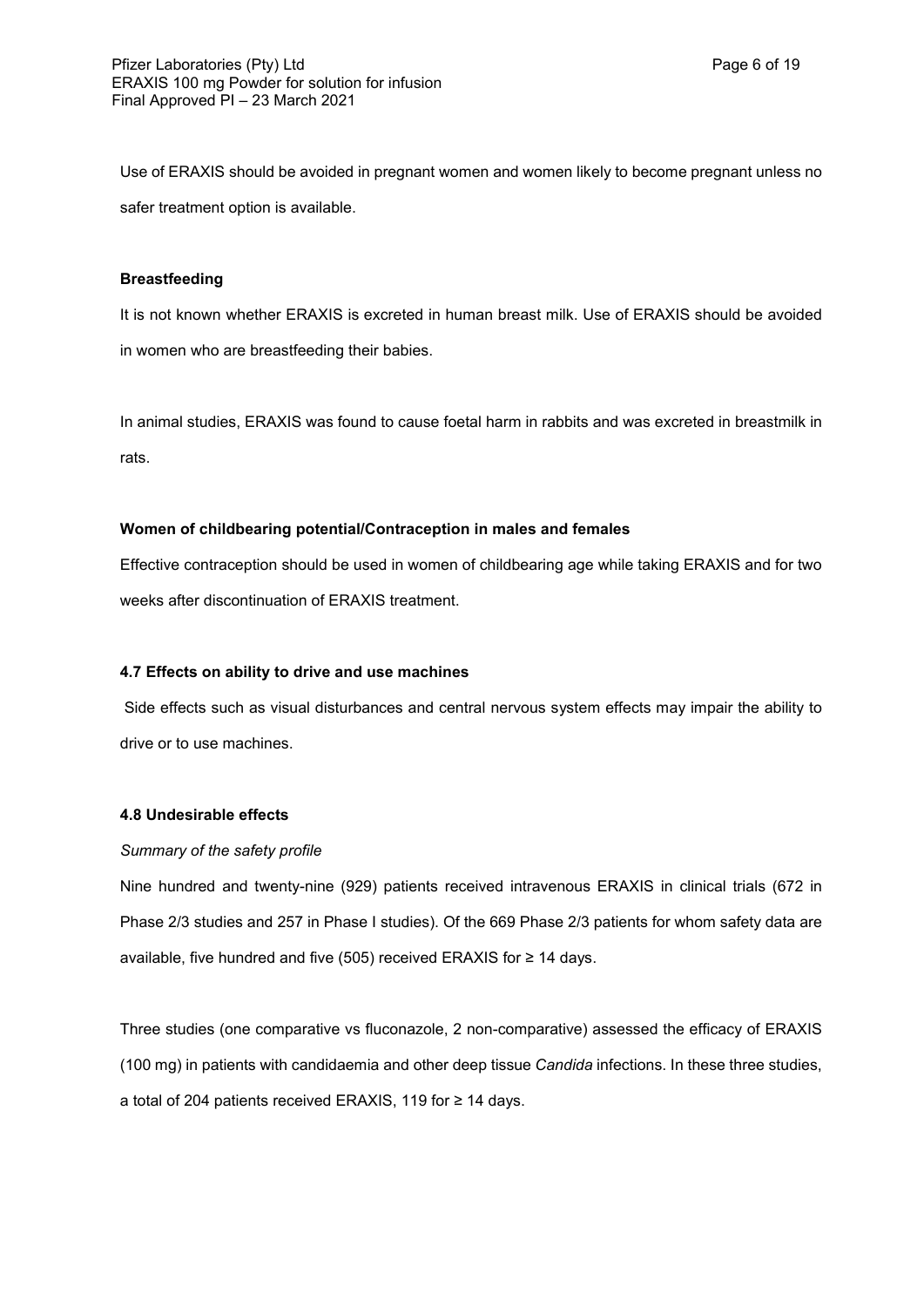Use of ERAXIS should be avoided in pregnant women and women likely to become pregnant unless no safer treatment option is available.

**Breastfeeding**

It is not known whether ERAXIS is excreted in human breast milk. Use of ERAXIS should be avoided in women who are breastfeeding their babies.

In animal studies, ERAXIS was found to cause foetal harm in rabbits and was excreted in breastmilk in rats.

**Women of childbearing potential/Contraception in males and females**

Effective contraception should be used in women of childbearing age while taking ERAXIS and for two weeks after discontinuation of ERAXIS treatment.

### 4.7 Effects on ability to drive and use machines

Side effects such as visual disturbances and central nervous system effects may impair the ability to drive or to use machines.

### 4.8 Undesirable effects

*Summary of the safety profile*

Nine hundred and twenty-nine (929) patients received intravenous ERAXIS in clinical trials (672 in Phase 2/3 studies and 257 in Phase I studies). Of the 669 Phase 2/3 patients for whom safety data are available, five hundred and five (505) received ERAXIS for ≥ 14 days.

Three studies (one comparative vs fluconazole, 2 non-comparative) assessed the efficacy of ERAXIS (100 mg) in patients with candidaemia and other deep tissue *Candida* infections. In these three studies, a total of 204 patients received ERAXIS, 119 for ≥ 14 days.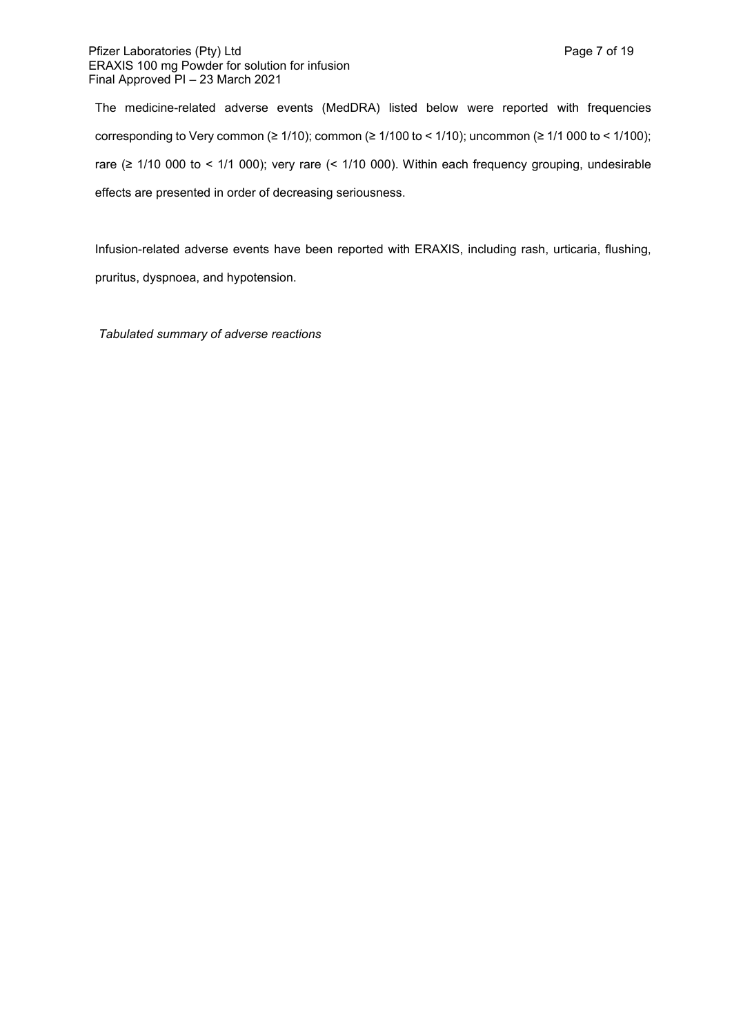The medicine-related adverse events (MedDRA) listed below were reported with frequencies corresponding to Very common (≥ 1/10); common (≥ 1/100 to < 1/10); uncommon (≥ 1/1 000 to < 1/100); rare (≥ 1/10 000 to < 1/1 000); very rare (< 1/10 000). Within each frequency grouping, undesirable effects are presented in order of decreasing seriousness.

Infusion-related adverse events have been reported with ERAXIS, including rash, urticaria, flushing, pruritus, dyspnoea, and hypotension.

*Tabulated summary of adverse reactions*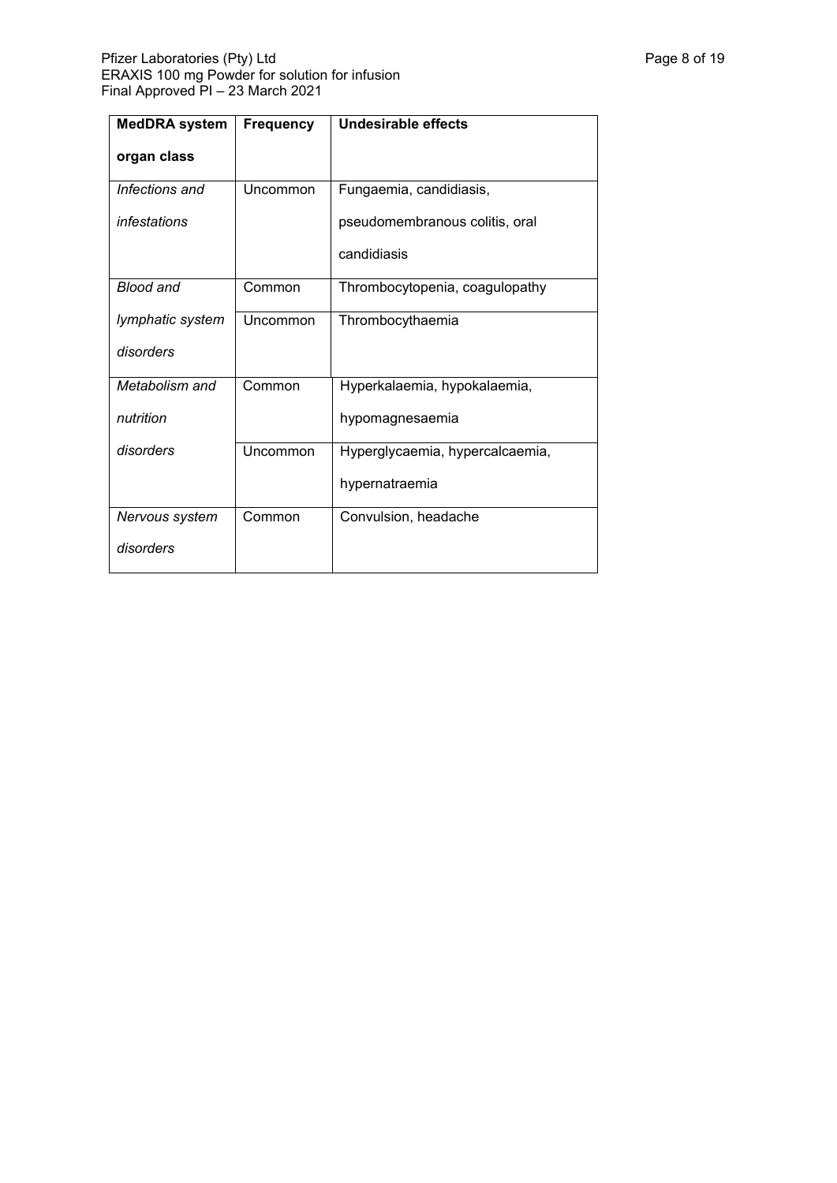| MedDRA system organ class | Frequency | Undesirable effects |
| --- | --- | --- |
| *Infections and infestations* | Uncommon | Fungaemia, candidiasis, pseudomembranous colitis, oral candidiasis |
| *Blood and lymphatic system disorders* | Common | Thrombocytopenia, coagulopathy |
| | Uncommon | Thrombocythaemia |
| *Metabolism and nutrition disorders* | Common | Hyperkalaemia, hypokalaemia, hypomagnesaemia |
| | Uncommon | Hyperglycaemia, hypercalcaemia, hypernatraemia |
| *Nervous system disorders* | Common | Convulsion, headache |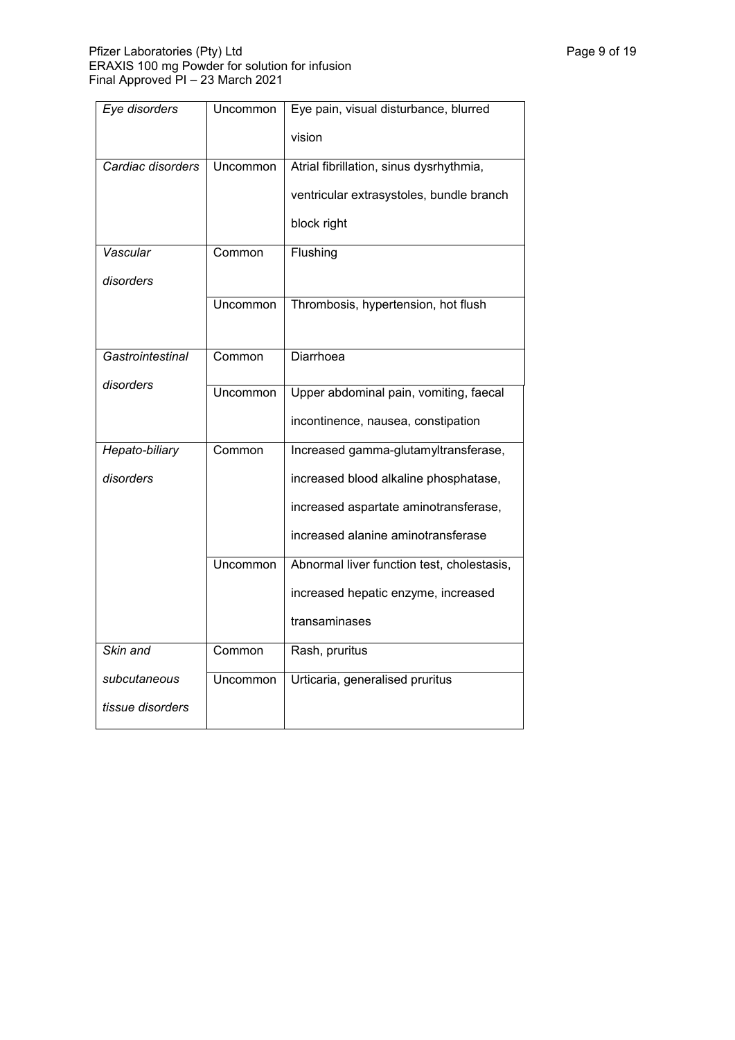| *Eye disorders* | Uncommon | Eye pain, visual disturbance, blurred vision |
|---|---|---|
| *Cardiac disorders* | Uncommon | Atrial fibrillation, sinus dysrhythmia, ventricular extrasystoles, bundle branch block right |
| *Vascular disorders* | Common | Flushing |
| | Uncommon | Thrombosis, hypertension, hot flush |
| *Gastrointestinal disorders* | Common | Diarrhoea |
| | Uncommon | Upper abdominal pain, vomiting, faecal incontinence, nausea, constipation |
| *Hepato-biliary disorders* | Common | Increased gamma-glutamyltransferase, increased blood alkaline phosphatase, increased aspartate aminotransferase, increased alanine aminotransferase |
| | Uncommon | Abnormal liver function test, cholestasis, increased hepatic enzyme, increased transaminases |
| *Skin and subcutaneous tissue disorders* | Common | Rash, pruritus |
| | Uncommon | Urticaria, generalised pruritus |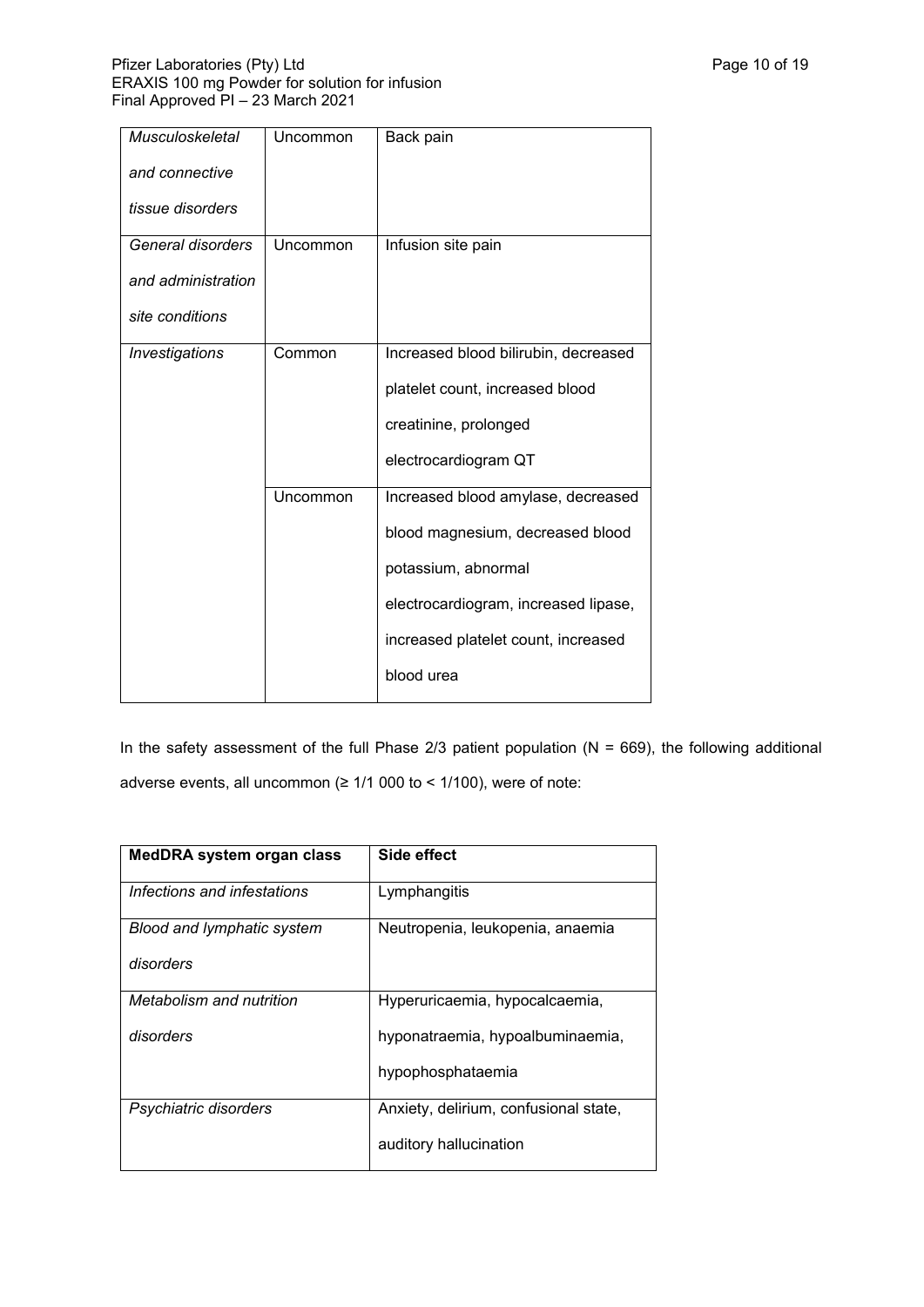| | | |
|---|---|---|
| *Musculoskeletal and connective tissue disorders* | Uncommon | Back pain |
| *General disorders and administration site conditions* | Uncommon | Infusion site pain |
| *Investigations* | Common | Increased blood bilirubin, decreased platelet count, increased blood creatinine, prolonged electrocardiogram QT |
| | Uncommon | Increased blood amylase, decreased blood magnesium, decreased blood potassium, abnormal electrocardiogram, increased lipase, increased platelet count, increased blood urea |

In the safety assessment of the full Phase 2/3 patient population (N = 669), the following additional adverse events, all uncommon (≥ 1/1 000 to < 1/100), were of note:

| **MedDRA system organ class** | **Side effect** |
|---|---|
| *Infections and infestations* | Lymphangitis |
| *Blood and lymphatic system disorders* | Neutropenia, leukopenia, anaemia |
| *Metabolism and nutrition disorders* | Hyperuricaemia, hypocalcaemia, hyponatraemia, hypoalbuminaemia, hypophosphataemia |
| *Psychiatric disorders* | Anxiety, delirium, confusional state, auditory hallucination |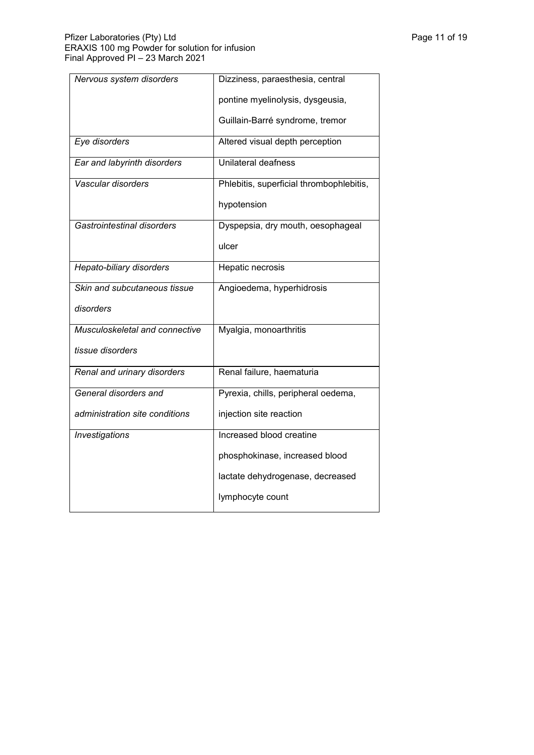| *Nervous system disorders* | Dizziness, paraesthesia, central pontine myelinolysis, dysgeusia, Guillain-Barré syndrome, tremor |
|---|---|
| *Eye disorders* | Altered visual depth perception |
| *Ear and labyrinth disorders* | Unilateral deafness |
| *Vascular disorders* | Phlebitis, superficial thrombophlebitis, hypotension |
| *Gastrointestinal disorders* | Dyspepsia, dry mouth, oesophageal ulcer |
| *Hepato-biliary disorders* | Hepatic necrosis |
| *Skin and subcutaneous tissue disorders* | Angioedema, hyperhidrosis |
| *Musculoskeletal and connective tissue disorders* | Myalgia, monoarthritis |
| *Renal and urinary disorders* | Renal failure, haematuria |
| *General disorders and administration site conditions* | Pyrexia, chills, peripheral oedema, injection site reaction |
| *Investigations* | Increased blood creatine phosphokinase, increased blood lactate dehydrogenase, decreased lymphocyte count |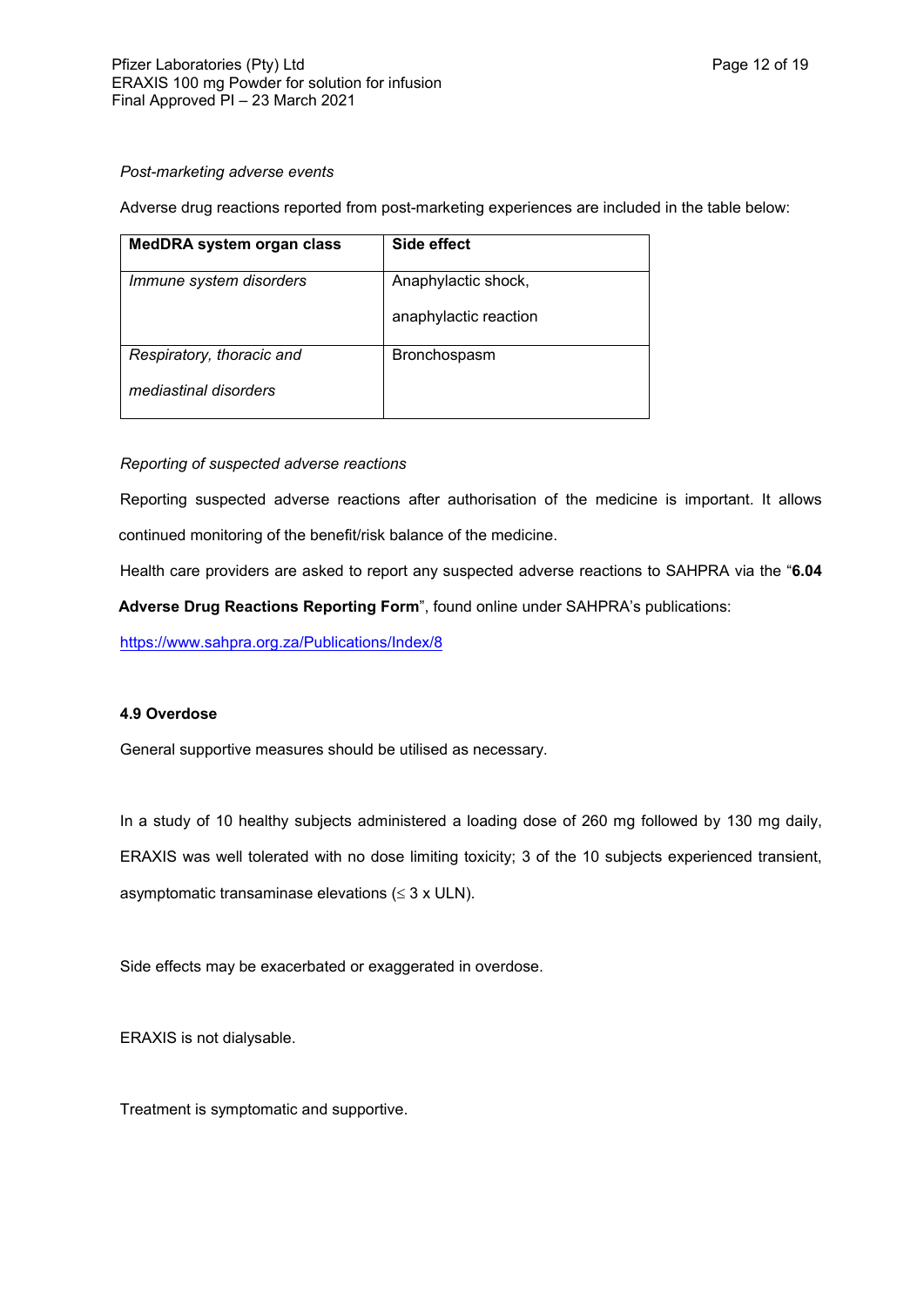*Post-marketing adverse events*

Adverse drug reactions reported from post-marketing experiences are included in the table below:

| **MedDRA system organ class** | **Side effect** |
| --- | --- |
| *Immune system disorders* | Anaphylactic shock, anaphylactic reaction |
| *Respiratory, thoracic and mediastinal disorders* | Bronchospasm |

*Reporting of suspected adverse reactions*

Reporting suspected adverse reactions after authorisation of the medicine is important. It allows continued monitoring of the benefit/risk balance of the medicine.

Health care providers are asked to report any suspected adverse reactions to SAHPRA via the "**6.04 Adverse Drug Reactions Reporting Form**", found online under SAHPRA's publications: https://www.sahpra.org.za/Publications/Index/8

**4.9 Overdose**

General supportive measures should be utilised as necessary.

In a study of 10 healthy subjects administered a loading dose of 260 mg followed by 130 mg daily, ERAXIS was well tolerated with no dose limiting toxicity; 3 of the 10 subjects experienced transient, asymptomatic transaminase elevations ($\leq$ 3 x ULN).

Side effects may be exacerbated or exaggerated in overdose.

ERAXIS is not dialysable.

Treatment is symptomatic and supportive.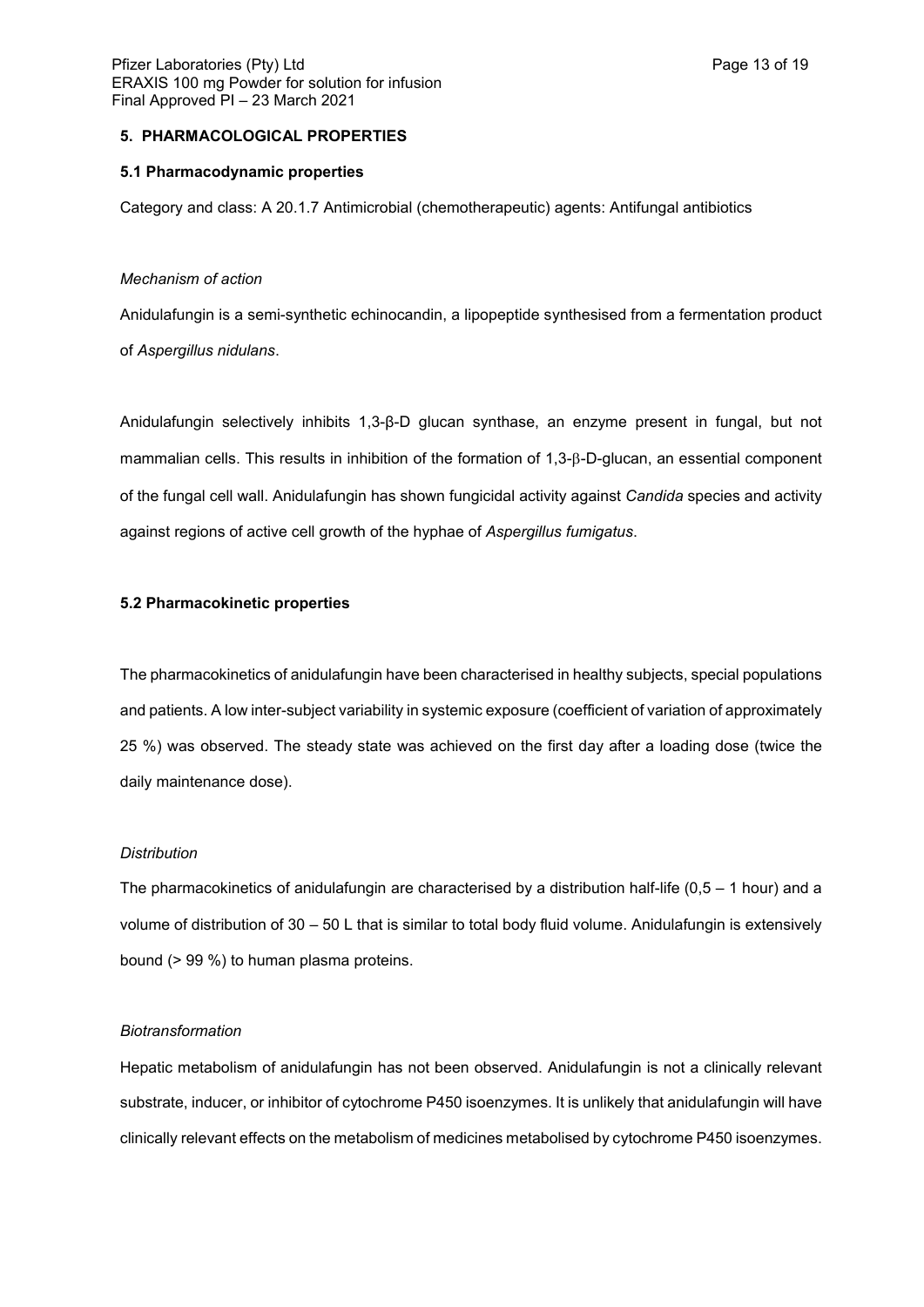## 5. PHARMACOLOGICAL PROPERTIES

### 5.1 Pharmacodynamic properties

Category and class: A 20.1.7 Antimicrobial (chemotherapeutic) agents: Antifungal antibiotics

*Mechanism of action*

Anidulafungin is a semi-synthetic echinocandin, a lipopeptide synthesised from a fermentation product of *Aspergillus nidulans*.

Anidulafungin selectively inhibits 1,3-β-D glucan synthase, an enzyme present in fungal, but not mammalian cells. This results in inhibition of the formation of 1,3-β-D-glucan, an essential component of the fungal cell wall. Anidulafungin has shown fungicidal activity against *Candida* species and activity against regions of active cell growth of the hyphae of *Aspergillus fumigatus*.

### 5.2 Pharmacokinetic properties

The pharmacokinetics of anidulafungin have been characterised in healthy subjects, special populations and patients. A low inter-subject variability in systemic exposure (coefficient of variation of approximately 25 %) was observed. The steady state was achieved on the first day after a loading dose (twice the daily maintenance dose).

*Distribution*

The pharmacokinetics of anidulafungin are characterised by a distribution half-life (0,5 – 1 hour) and a volume of distribution of 30 – 50 L that is similar to total body fluid volume. Anidulafungin is extensively bound (> 99 %) to human plasma proteins.

*Biotransformation*

Hepatic metabolism of anidulafungin has not been observed. Anidulafungin is not a clinically relevant substrate, inducer, or inhibitor of cytochrome P450 isoenzymes. It is unlikely that anidulafungin will have clinically relevant effects on the metabolism of medicines metabolised by cytochrome P450 isoenzymes.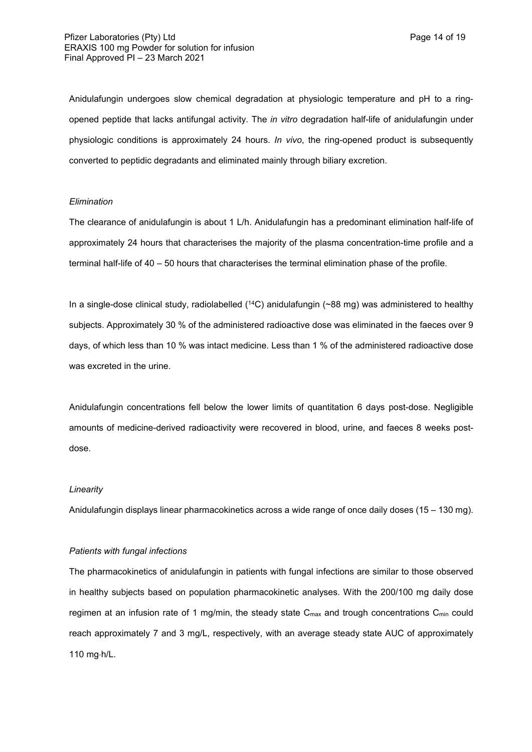Anidulafungin undergoes slow chemical degradation at physiologic temperature and pH to a ring-opened peptide that lacks antifungal activity. The *in vitro* degradation half-life of anidulafungin under physiologic conditions is approximately 24 hours. *In vivo*, the ring-opened product is subsequently converted to peptidic degradants and eliminated mainly through biliary excretion.

*Elimination*

The clearance of anidulafungin is about 1 L/h. Anidulafungin has a predominant elimination half-life of approximately 24 hours that characterises the majority of the plasma concentration-time profile and a terminal half-life of 40 – 50 hours that characterises the terminal elimination phase of the profile.

In a single-dose clinical study, radiolabelled ($^{14}C$) anidulafungin (~88 mg) was administered to healthy subjects. Approximately 30 % of the administered radioactive dose was eliminated in the faeces over 9 days, of which less than 10 % was intact medicine. Less than 1 % of the administered radioactive dose was excreted in the urine.

Anidulafungin concentrations fell below the lower limits of quantitation 6 days post-dose. Negligible amounts of medicine-derived radioactivity were recovered in blood, urine, and faeces 8 weeks post-dose.

*Linearity*

Anidulafungin displays linear pharmacokinetics across a wide range of once daily doses (15 – 130 mg).

*Patients with fungal infections*

The pharmacokinetics of anidulafungin in patients with fungal infections are similar to those observed in healthy subjects based on population pharmacokinetic analyses. With the 200/100 mg daily dose regimen at an infusion rate of 1 mg/min, the steady state $C_{max}$ and trough concentrations $C_{min}$ could reach approximately 7 and 3 mg/L, respectively, with an average steady state AUC of approximately 110 mg·h/L.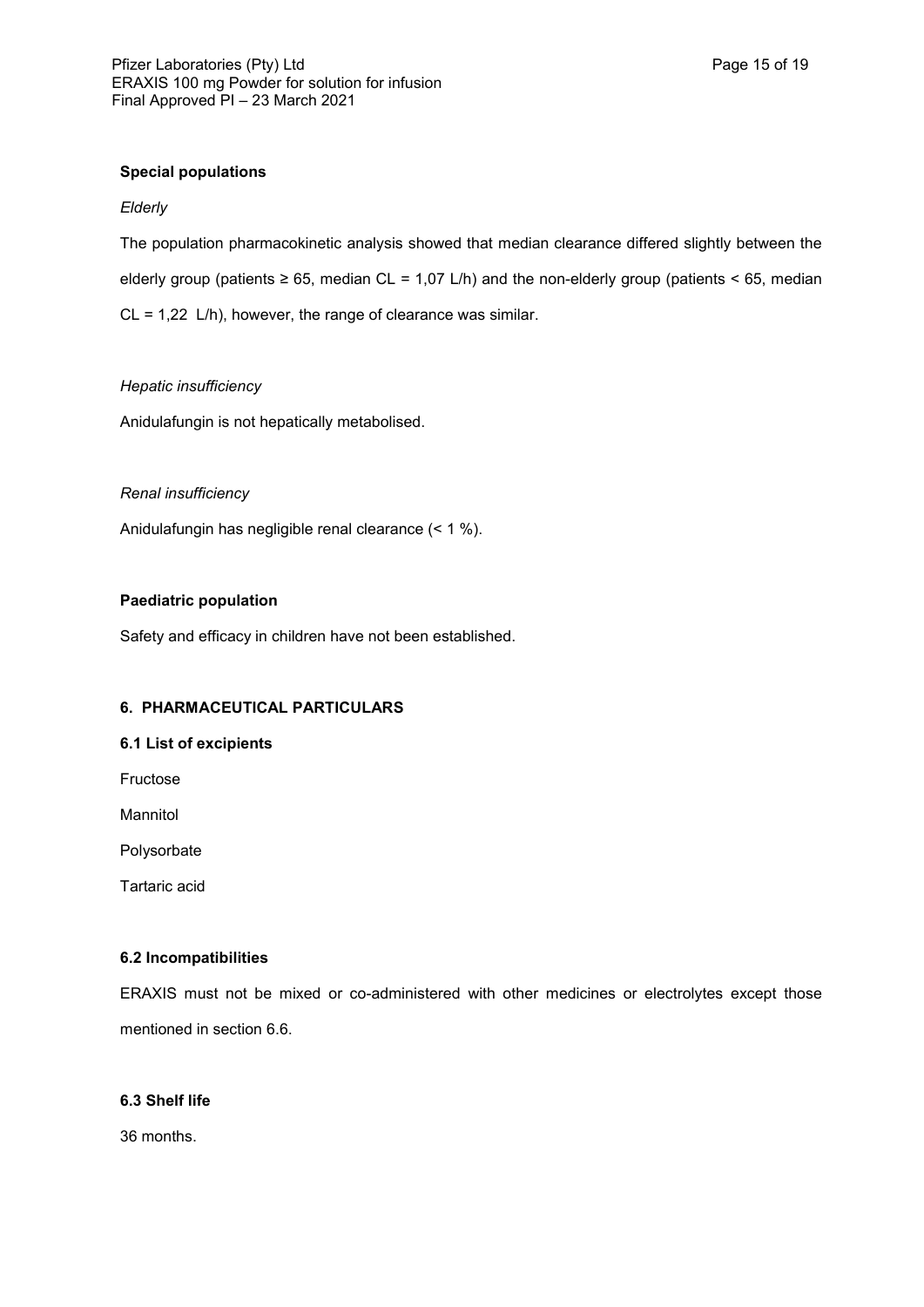**Special populations**

*Elderly*

The population pharmacokinetic analysis showed that median clearance differed slightly between the elderly group (patients ≥ 65, median CL = 1,07 L/h) and the non-elderly group (patients < 65, median CL = 1,22 L/h), however, the range of clearance was similar.

*Hepatic insufficiency*

Anidulafungin is not hepatically metabolised.

*Renal insufficiency*

Anidulafungin has negligible renal clearance (< 1 %).

**Paediatric population**

Safety and efficacy in children have not been established.

## 6. PHARMACEUTICAL PARTICULARS

### 6.1 List of excipients

Fructose

Mannitol

Polysorbate

Tartaric acid

### 6.2 Incompatibilities

ERAXIS must not be mixed or co-administered with other medicines or electrolytes except those mentioned in section 6.6.

### 6.3 Shelf life

36 months.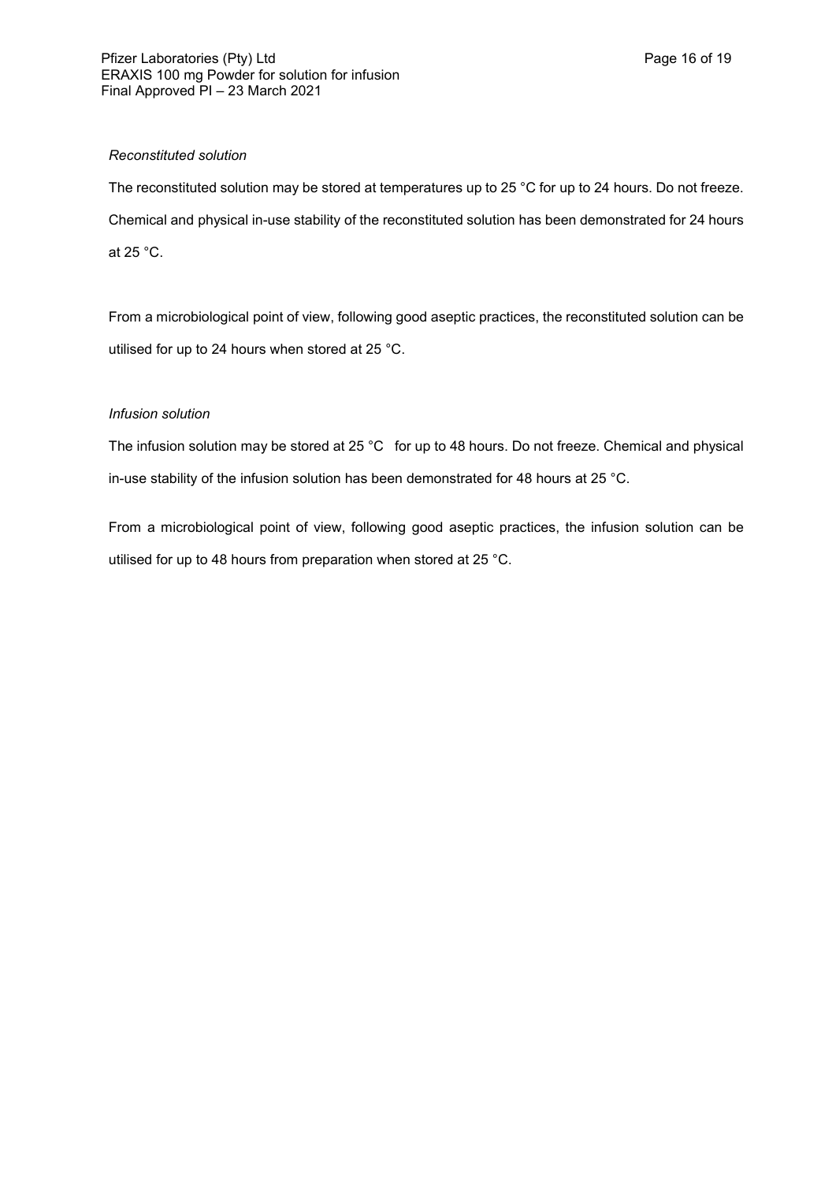*Reconstituted solution*

The reconstituted solution may be stored at temperatures up to 25 °C for up to 24 hours. Do not freeze. Chemical and physical in-use stability of the reconstituted solution has been demonstrated for 24 hours at 25 °C.

From a microbiological point of view, following good aseptic practices, the reconstituted solution can be utilised for up to 24 hours when stored at 25 °C.

*Infusion solution*

The infusion solution may be stored at 25 °C for up to 48 hours. Do not freeze. Chemical and physical in-use stability of the infusion solution has been demonstrated for 48 hours at 25 °C.

From a microbiological point of view, following good aseptic practices, the infusion solution can be utilised for up to 48 hours from preparation when stored at 25 °C.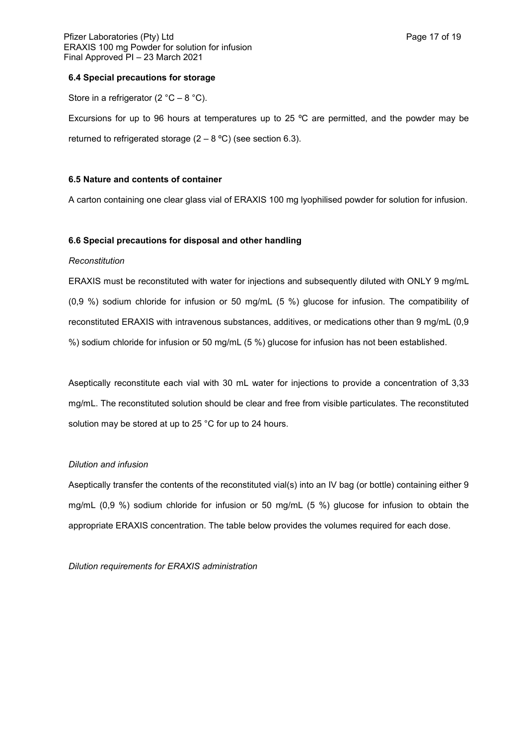### 6.4 Special precautions for storage

Store in a refrigerator (2 °C – 8 °C).

Excursions for up to 96 hours at temperatures up to 25 ºC are permitted, and the powder may be returned to refrigerated storage (2 – 8 ºC) (see section 6.3).

### 6.5 Nature and contents of container

A carton containing one clear glass vial of ERAXIS 100 mg lyophilised powder for solution for infusion.

### 6.6 Special precautions for disposal and other handling

*Reconstitution*

ERAXIS must be reconstituted with water for injections and subsequently diluted with ONLY 9 mg/mL (0,9 %) sodium chloride for infusion or 50 mg/mL (5 %) glucose for infusion. The compatibility of reconstituted ERAXIS with intravenous substances, additives, or medications other than 9 mg/mL (0,9 %) sodium chloride for infusion or 50 mg/mL (5 %) glucose for infusion has not been established.

Aseptically reconstitute each vial with 30 mL water for injections to provide a concentration of 3,33 mg/mL. The reconstituted solution should be clear and free from visible particulates. The reconstituted solution may be stored at up to 25 °C for up to 24 hours.

*Dilution and infusion*

Aseptically transfer the contents of the reconstituted vial(s) into an IV bag (or bottle) containing either 9 mg/mL (0,9 %) sodium chloride for infusion or 50 mg/mL (5 %) glucose for infusion to obtain the appropriate ERAXIS concentration. The table below provides the volumes required for each dose.

*Dilution requirements for ERAXIS administration*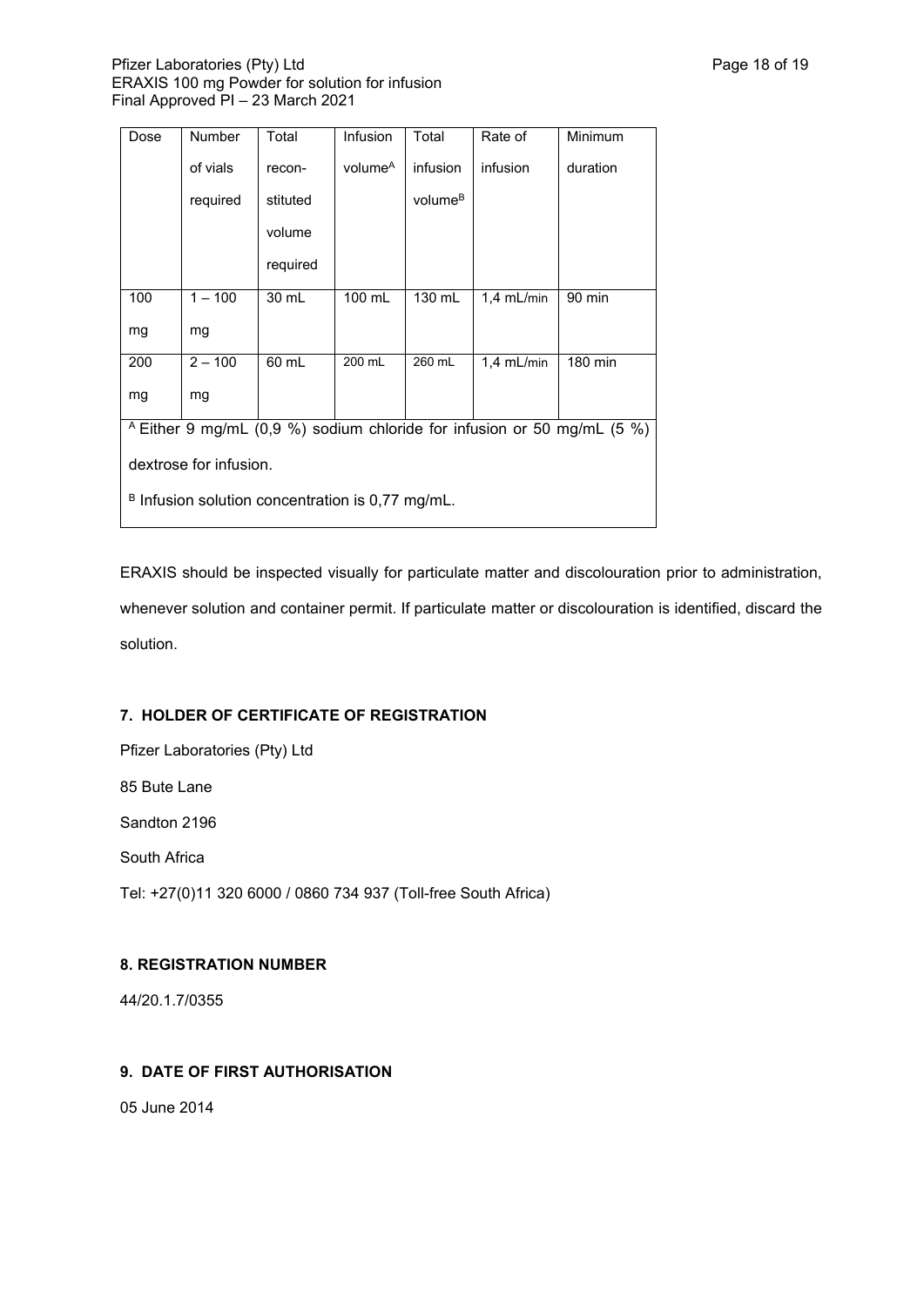| Dose | Number of vials required | Total reconstituted volume required | Infusion volume[A] | Total infusion volume[B] | Rate of infusion | Minimum duration |
|---|---|---|---|---|---|---|
| 100 mg | 1 – 100 mg | 30 mL | 100 mL | 130 mL | 1,4 mL/min | 90 min |
| 200 mg | 2 – 100 mg | 60 mL | 200 mL | 260 mL | 1,4 mL/min | 180 min |
| [A] Either 9 mg/mL (0,9 %) sodium chloride for infusion or 50 mg/mL (5 %) dextrose for infusion. | | | | | | |
| [B] Infusion solution concentration is 0,77 mg/mL. | | | | | | |

ERAXIS should be inspected visually for particulate matter and discolouration prior to administration, whenever solution and container permit. If particulate matter or discolouration is identified, discard the solution.

## 7. HOLDER OF CERTIFICATE OF REGISTRATION

Pfizer Laboratories (Pty) Ltd

85 Bute Lane

Sandton 2196

South Africa

Tel: +27(0)11 320 6000 / 0860 734 937 (Toll-free South Africa)

## 8. REGISTRATION NUMBER

44/20.1.7/0355

## 9. DATE OF FIRST AUTHORISATION

05 June 2014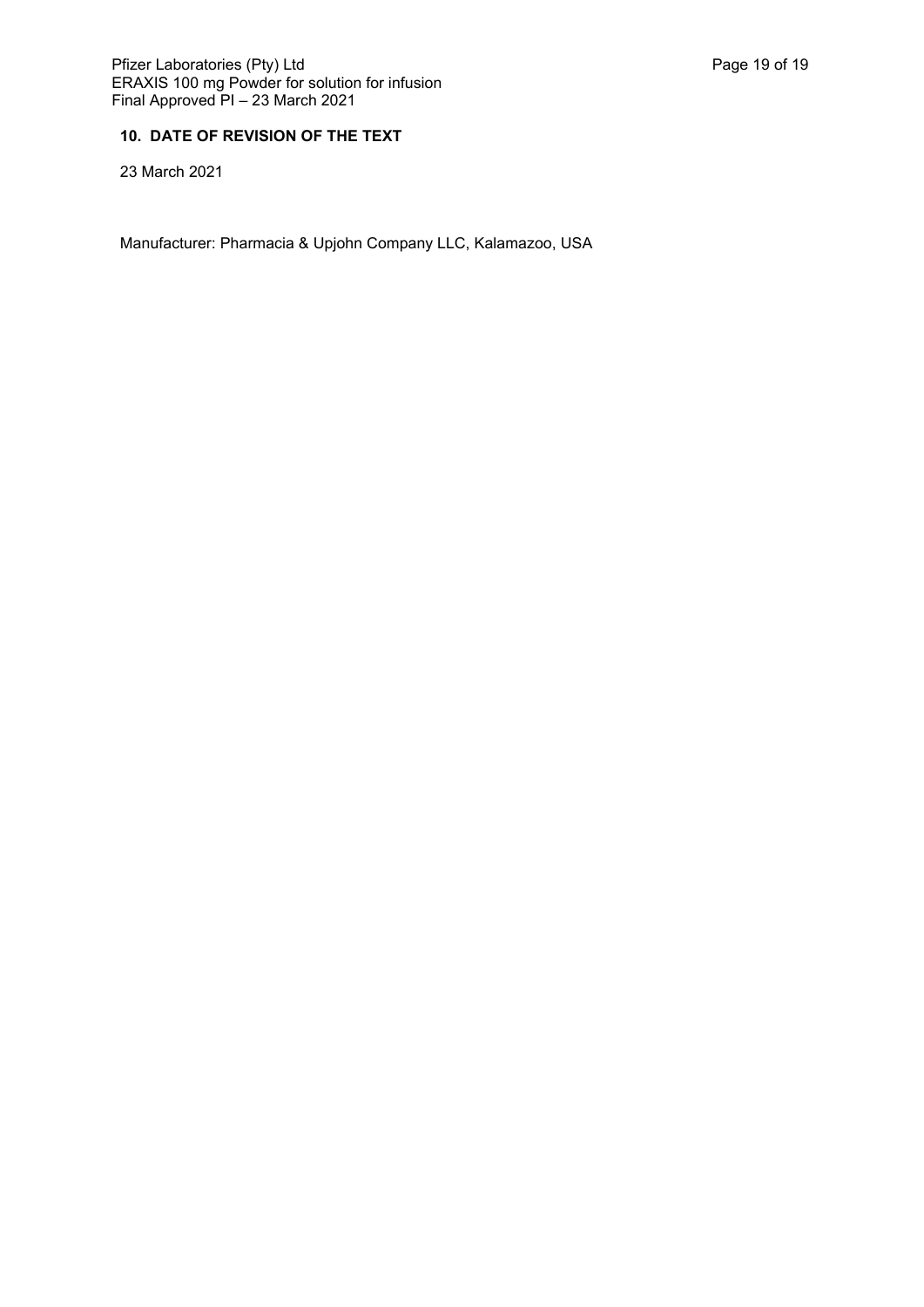## 10. DATE OF REVISION OF THE TEXT

23 March 2021

Manufacturer: Pharmacia & Upjohn Company LLC, Kalamazoo, USA